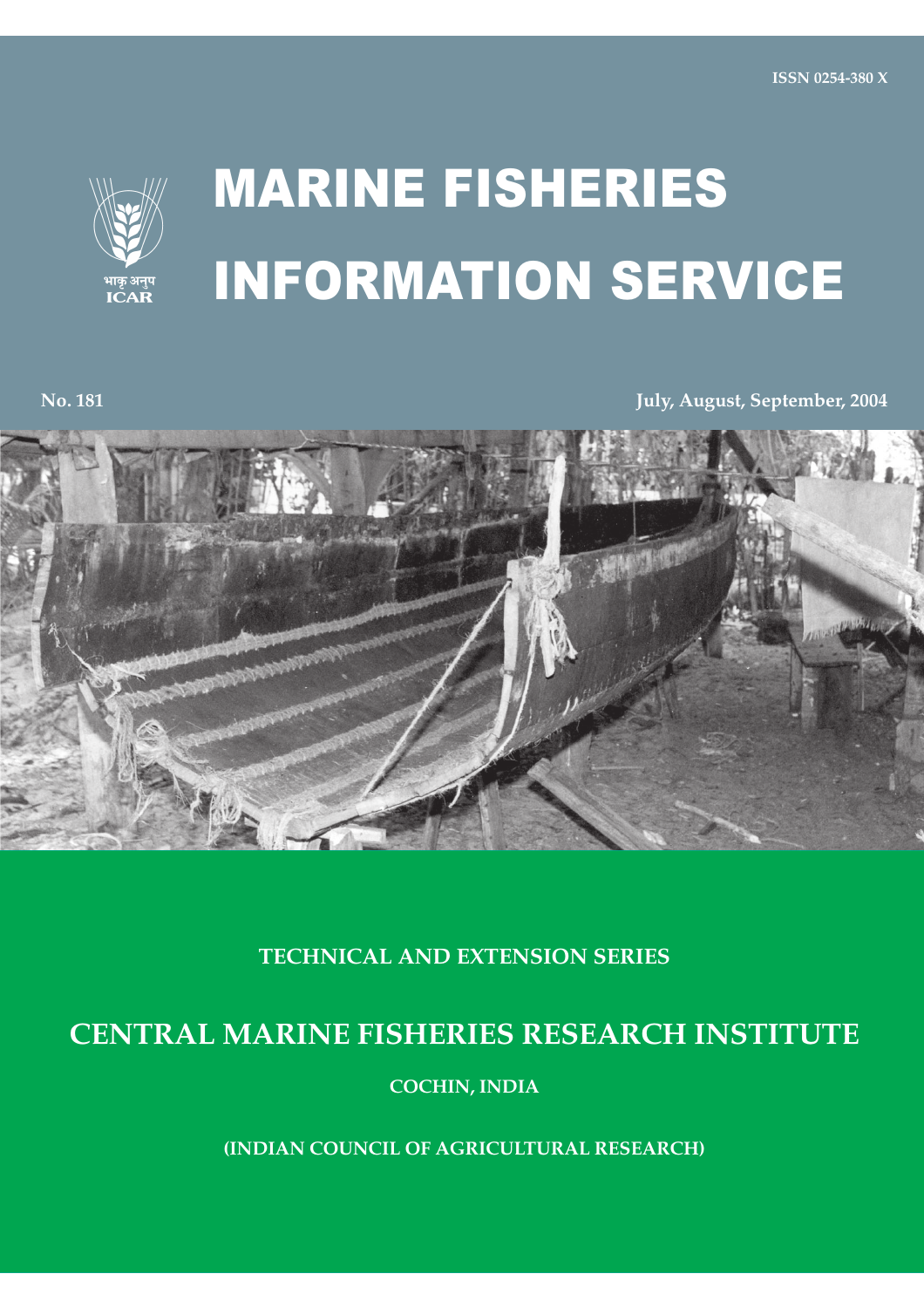ISSN 0254-380 X

भाकृ अनुप
ICAR

# MARINE FISHERIES INFORMATION SERVICE

**No. 181** **July, August, September, 2004**

**TECHNICAL AND EXTENSION SERIES**

## CENTRAL MARINE FISHERIES RESEARCH INSTITUTE

**COCHIN, INDIA**

**(INDIAN COUNCIL OF AGRICULTURAL RESEARCH)**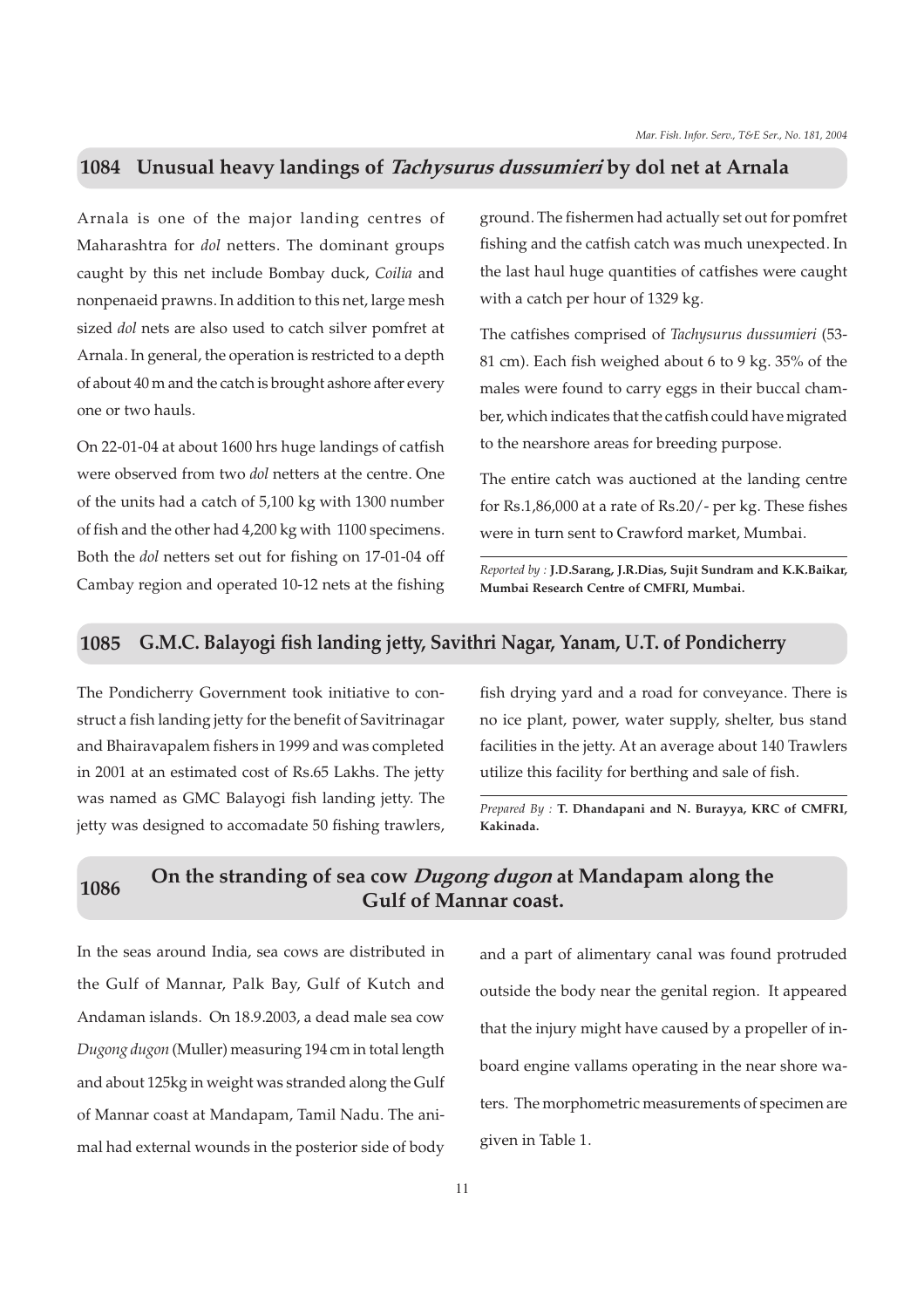## 1084 Unusual heavy landings of *Tachysurus dussumieri* by dol net at Arnala

Arnala is one of the major landing centres of Maharashtra for *dol* netters. The dominant groups caught by this net include Bombay duck, *Coilia* and nonpenaeid prawns. In addition to this net, large mesh sized *dol* nets are also used to catch silver pomfret at Arnala. In general, the operation is restricted to a depth of about 40 m and the catch is brought ashore after every one or two hauls.

On 22-01-04 at about 1600 hrs huge landings of catfish were observed from two *dol* netters at the centre. One of the units had a catch of 5,100 kg with 1300 number of fish and the other had 4,200 kg with 1100 specimens. Both the *dol* netters set out for fishing on 17-01-04 off Cambay region and operated 10-12 nets at the fishing ground. The fishermen had actually set out for pomfret fishing and the catfish catch was much unexpected. In the last haul huge quantities of catfishes were caught with a catch per hour of 1329 kg.

The catfishes comprised of *Tachysurus dussumieri* (53-81 cm). Each fish weighed about 6 to 9 kg. 35% of the males were found to carry eggs in their buccal chamber, which indicates that the catfish could have migrated to the nearshore areas for breeding purpose.

The entire catch was auctioned at the landing centre for Rs.1,86,000 at a rate of Rs.20/- per kg. These fishes were in turn sent to Crawford market, Mumbai.

*Reported by :* **J.D.Sarang, J.R.Dias, Sujit Sundram and K.K.Baikar, Mumbai Research Centre of CMFRI, Mumbai.**

## 1085 G.M.C. Balayogi fish landing jetty, Savithri Nagar, Yanam, U.T. of Pondicherry

The Pondicherry Government took initiative to construct a fish landing jetty for the benefit of Savitrinagar and Bhairavapalem fishers in 1999 and was completed in 2001 at an estimated cost of Rs.65 Lakhs. The jetty was named as GMC Balayogi fish landing jetty. The jetty was designed to accomadate 50 fishing trawlers, fish drying yard and a road for conveyance. There is no ice plant, power, water supply, shelter, bus stand facilities in the jetty. At an average about 140 Trawlers utilize this facility for berthing and sale of fish.

*Prepared By :* **T. Dhandapani and N. Burayya, KRC of CMFRI, Kakinada.**

## 1086 On the stranding of sea cow *Dugong dugon* at Mandapam along the Gulf of Mannar coast.

In the seas around India, sea cows are distributed in the Gulf of Mannar, Palk Bay, Gulf of Kutch and Andaman islands. On 18.9.2003, a dead male sea cow *Dugong dugon* (Muller) measuring 194 cm in total length and about 125kg in weight was stranded along the Gulf of Mannar coast at Mandapam, Tamil Nadu. The animal had external wounds in the posterior side of body and a part of alimentary canal was found protruded outside the body near the genital region. It appeared that the injury might have caused by a propeller of in-board engine vallams operating in the near shore waters. The morphometric measurements of specimen are given in Table 1.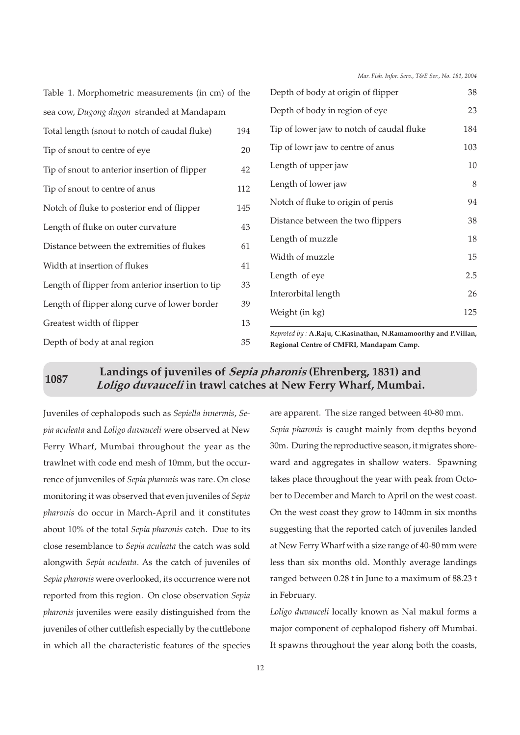Table 1. Morphometric measurements (in cm) of the sea cow, *Dugong dugon* stranded at Mandapam

| | |
|---|---|
| Total length (snout to notch of caudal fluke) | 194 |
| Tip of snout to centre of eye | 20 |
| Tip of snout to anterior insertion of flipper | 42 |
| Tip of snout to centre of anus | 112 |
| Notch of fluke to posterior end of flipper | 145 |
| Length of fluke on outer curvature | 43 |
| Distance between the extremities of flukes | 61 |
| Width at insertion of flukes | 41 |
| Length of flipper from anterior insertion to tip | 33 |
| Length of flipper along curve of lower border | 39 |
| Greatest width of flipper | 13 |
| Depth of body at anal region | 35 |
| Depth of body at origin of flipper | 38 |
| Depth of body in region of eye | 23 |
| Tip of lower jaw to notch of caudal fluke | 184 |
| Tip of lowr jaw to centre of anus | 103 |
| Length of upper jaw | 10 |
| Length of lower jaw | 8 |
| Notch of fluke to origin of penis | 94 |
| Distance between the two flippers | 38 |
| Length of muzzle | 18 |
| Width of muzzle | 15 |
| Length of eye | 2.5 |
| Interorbital length | 26 |
| Weight (in kg) | 125 |

*Reproted by :* **A.Raju, C.Kasinathan, N.Ramamoorthy and P.Villan, Regional Centre of CMFRI, Mandapam Camp.**

## 1087 Landings of juveniles of *Sepia pharonis* (Ehrenberg, 1831) and *Loligo duvauceli* in trawl catches at New Ferry Wharf, Mumbai.

Juveniles of cephalopods such as *Sepiella innermis*, *Sepia aculeata* and *Loligo duvauceli* were observed at New Ferry Wharf, Mumbai throughout the year as the trawlnet with code end mesh of 10mm, but the occurrence of junveniles of *Sepia pharonis* was rare. On close monitoring it was observed that even juveniles of *Sepia pharonis* do occur in March-April and it constitutes about 10% of the total *Sepia pharonis* catch. Due to its close resemblance to *Sepia aculeata* the catch was sold alongwith *Sepia aculeata*. As the catch of juveniles of *Sepia pharonis* were overlooked, its occurrence were not reported from this region. On close observation *Sepia pharonis* juveniles were easily distinguished from the juveniles of other cuttlefish especially by the cuttlebone in which all the characteristic features of the species are apparent. The size ranged between 40-80 mm.

*Sepia pharonis* is caught mainly from depths beyond 30m. During the reproductive season, it migrates shoreward and aggregates in shallow waters. Spawning takes place throughout the year with peak from October to December and March to April on the west coast. On the west coast they grow to 140mm in six months suggesting that the reported catch of juveniles landed at New Ferry Wharf with a size range of 40-80 mm were less than six months old. Monthly average landings ranged between 0.28 t in June to a maximum of 88.23 t in February.

*Loligo duvauceli* locally known as Nal makul forms a major component of cephalopod fishery off Mumbai. It spawns throughout the year along both the coasts,